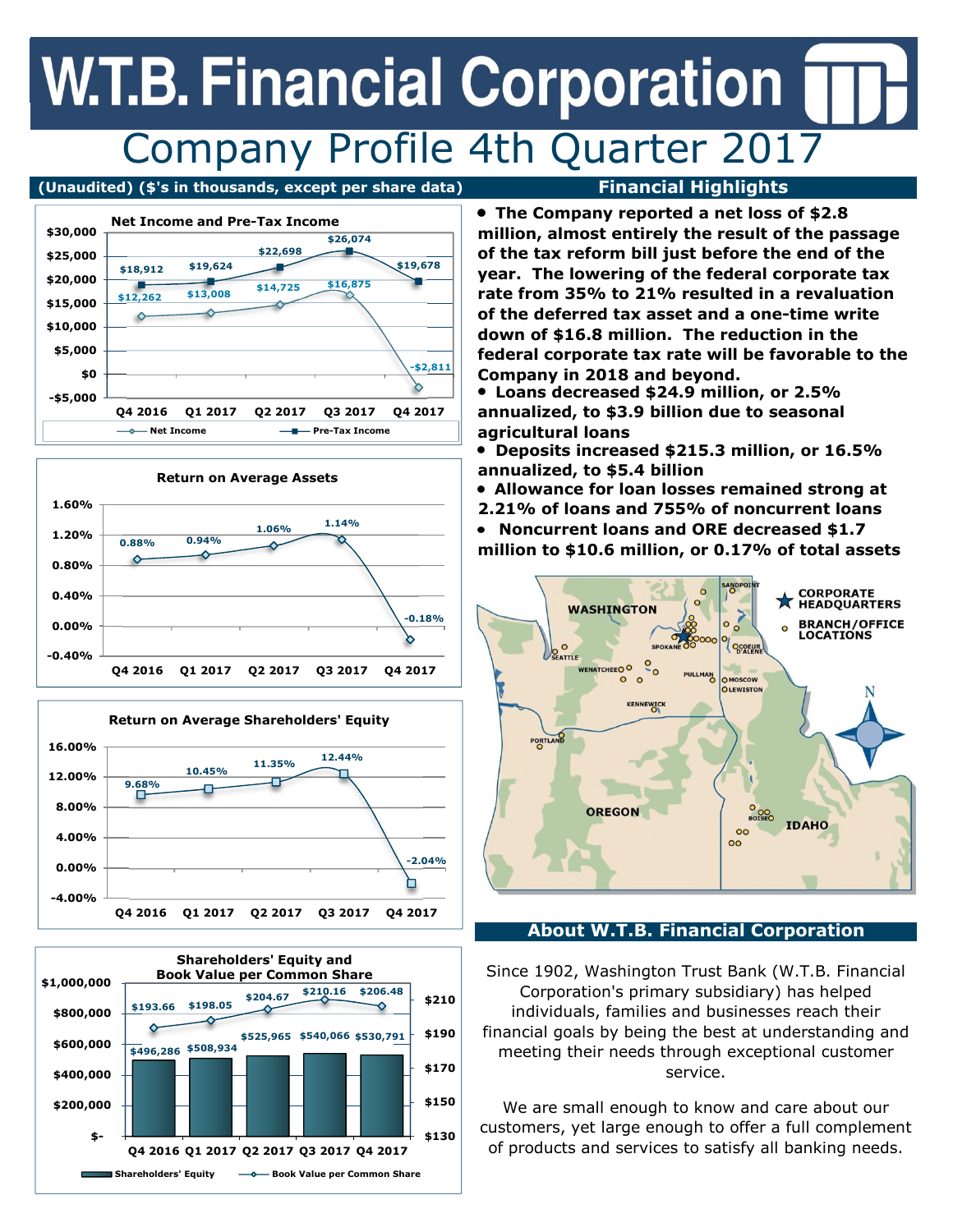# W.T.B. Financial Corporation

## Company Profile 4th Quarter 2017

(Unaudited) ($'s in thousands, except per share data)

**Net Income and Pre-Tax Income**

| | Q4 2016 | Q1 2017 | Q2 2017 | Q3 2017 | Q4 2017 |
|---|---|---|---|---|---|
| Net Income | $12,262 | $13,008 | $14,725 | $16,875 | -$2,811 |
| Pre-Tax Income | $18,912 | $19,624 | $22,698 | $26,074 | $19,678 |

**Return on Average Assets**

| Q4 2016 | Q1 2017 | Q2 2017 | Q3 2017 | Q4 2017 |
|---|---|---|---|---|
| 0.88% | 0.94% | 1.06% | 1.14% | -0.18% |

**Return on Average Shareholders' Equity**

| Q4 2016 | Q1 2017 | Q2 2017 | Q3 2017 | Q4 2017 |
|---|---|---|---|---|
| 9.68% | 10.45% | 11.35% | 12.44% | -2.04% |

**Shareholders' Equity and Book Value per Common Share**

| | Q4 2016 | Q1 2017 | Q2 2017 | Q3 2017 | Q4 2017 |
|---|---|---|---|---|---|
| Shareholders' Equity | $496,286 | $508,934 | $525,965 | $540,066 | $530,791 |
| Book Value per Common Share | $193.66 | $198.05 | $204.67 | $210.16 | $206.48 |

## Financial Highlights

- **The Company reported a net loss of $2.8 million, almost entirely the result of the passage of the tax reform bill just before the end of the year. The lowering of the federal corporate tax rate from 35% to 21% resulted in a revaluation of the deferred tax asset and a one-time write down of $16.8 million. The reduction in the federal corporate tax rate will be favorable to the Company in 2018 and beyond.**
- **Loans decreased $24.9 million, or 2.5% annualized, to $3.9 billion due to seasonal agricultural loans**
- **Deposits increased $215.3 million, or 16.5% annualized, to $5.4 billion**
- **Allowance for loan losses remained strong at 2.21% of loans and 755% of noncurrent loans**
- **Noncurrent loans and ORE decreased $1.7 million to $10.6 million, or 0.17% of total assets**

## About W.T.B. Financial Corporation

Since 1902, Washington Trust Bank (W.T.B. Financial Corporation's primary subsidiary) has helped individuals, families and businesses reach their financial goals by being the best at understanding and meeting their needs through exceptional customer service.

We are small enough to know and care about our customers, yet large enough to offer a full complement of products and services to satisfy all banking needs.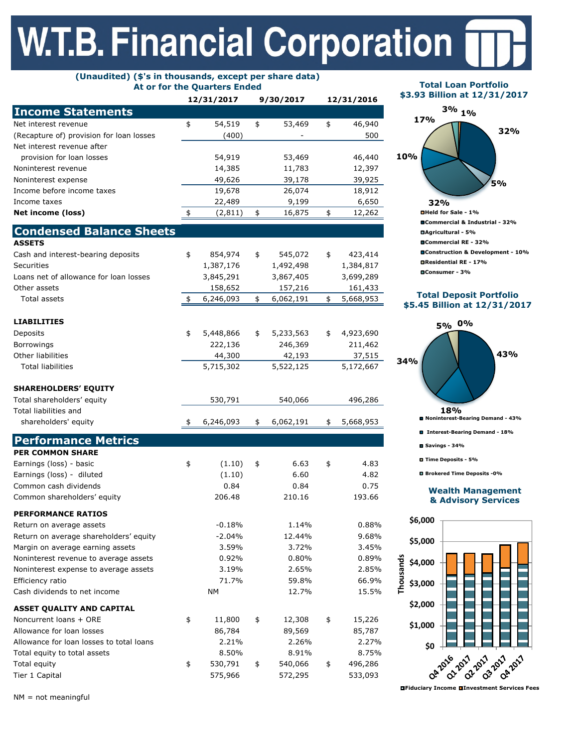# W.T.B. Financial Corporation

**(Unaudited) ($'s in thousands, except per share data)**
**At or for the Quarters Ended**

| | 12/31/2017 | 9/30/2017 | 12/31/2016 |
|---|---|---|---|
| **Income Statements** | | | |
| Net interest revenue | $ 54,519 | $ 53,469 | $ 46,940 |
| (Recapture of) provision for loan losses | (400) | - | 500 |
| Net interest revenue after provision for loan losses | 54,919 | 53,469 | 46,440 |
| Noninterest revenue | 14,385 | 11,783 | 12,397 |
| Noninterest expense | 49,626 | 39,178 | 39,925 |
| Income before income taxes | 19,678 | 26,074 | 18,912 |
| Income taxes | 22,489 | 9,199 | 6,650 |
| **Net income (loss)** | $ (2,811) | $ 16,875 | $ 12,262 |
| **Condensed Balance Sheets** | | | |
| **ASSETS** | | | |
| Cash and interest-bearing deposits | $ 854,974 | $ 545,072 | $ 423,414 |
| Securities | 1,387,176 | 1,492,498 | 1,384,817 |
| Loans net of allowance for loan losses | 3,845,291 | 3,867,405 | 3,699,289 |
| Other assets | 158,652 | 157,216 | 161,433 |
| Total assets | $ 6,246,093 | $ 6,062,191 | $ 5,668,953 |
| **LIABILITIES** | | | |
| Deposits | $ 5,448,866 | $ 5,233,563 | $ 4,923,690 |
| Borrowings | 222,136 | 246,369 | 211,462 |
| Other liabilities | 44,300 | 42,193 | 37,515 |
| Total liabilities | 5,715,302 | 5,522,125 | 5,172,667 |
| **SHAREHOLDERS' EQUITY** | | | |
| Total shareholders' equity | 530,791 | 540,066 | 496,286 |
| Total liabilities and shareholders' equity | $ 6,246,093 | $ 6,062,191 | $ 5,668,953 |
| **Performance Metrics** | | | |
| **PER COMMON SHARE** | | | |
| Earnings (loss) - basic | $ (1.10) | $ 6.63 | $ 4.83 |
| Earnings (loss) - diluted | (1.10) | 6.60 | 4.82 |
| Common cash dividends | 0.84 | 0.84 | 0.75 |
| Common shareholders' equity | 206.48 | 210.16 | 193.66 |
| **PERFORMANCE RATIOS** | | | |
| Return on average assets | -0.18% | 1.14% | 0.88% |
| Return on average shareholders' equity | -2.04% | 12.44% | 9.68% |
| Margin on average earning assets | 3.59% | 3.72% | 3.45% |
| Noninterest revenue to average assets | 0.92% | 0.80% | 0.89% |
| Noninterest expense to average assets | 3.19% | 2.65% | 2.85% |
| Efficiency ratio | 71.7% | 59.8% | 66.9% |
| Cash dividends to net income | NM | 12.7% | 15.5% |
| **ASSET QUALITY AND CAPITAL** | | | |
| Noncurrent loans + ORE | $ 11,800 | $ 12,308 | $ 15,226 |
| Allowance for loan losses | 86,784 | 89,569 | 85,787 |
| Allowance for loan losses to total loans | 2.21% | 2.26% | 2.27% |
| Total equity to total assets | 8.50% | 8.91% | 8.75% |
| Total equity | $ 530,791 | $ 540,066 | $ 496,286 |
| Tier 1 Capital | 575,966 | 572,295 | 533,093 |

NM = not meaningful

**Total Loan Portfolio**
**$3.93 Billion at 12/31/2017**

3% 1% 32% 5% 32% 10% 17%

- Held for Sale - 1%
- Commercial & Industrial - 32%
- Agricultural - 5%
- Commercial RE - 32%
- Construction & Development - 10%
- Residential RE - 17%
- Consumer - 3%

**Total Deposit Portfolio**
**$5.45 Billion at 12/31/2017**

5% 0% 43% 18% 34%

- Noninterest-Bearing Demand - 43%
- Interest-Bearing Demand - 18%
- Savings - 34%
- Time Deposits - 5%
- Brokered Time Deposits -0%

**Wealth Management & Advisory Services**

$6,000
$5,000
$4,000
$3,000
$2,000
$1,000
$0

Thousands

Q4 2016 Q1 2017 Q2 2017 Q3 2017 Q4 2017

Fiduciary Income Investment Services Fees